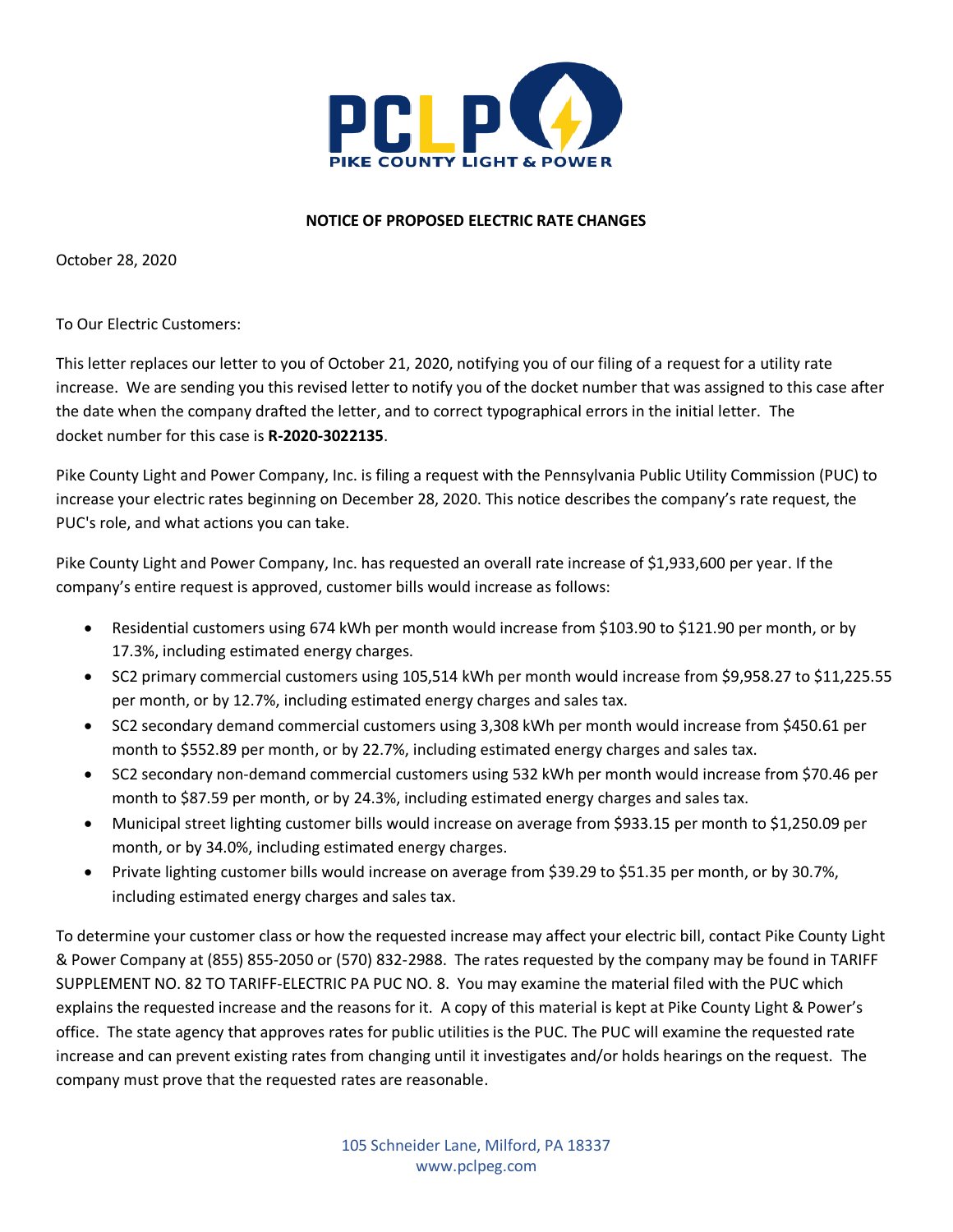PCLP
PIKE COUNTY LIGHT & POWER

**NOTICE OF PROPOSED ELECTRIC RATE CHANGES**

October 28, 2020

To Our Electric Customers:

This letter replaces our letter to you of October 21, 2020, notifying you of our filing of a request for a utility rate increase. We are sending you this revised letter to notify you of the docket number that was assigned to this case after the date when the company drafted the letter, and to correct typographical errors in the initial letter. The docket number for this case is **R-2020-3022135**.

Pike County Light and Power Company, Inc. is filing a request with the Pennsylvania Public Utility Commission (PUC) to increase your electric rates beginning on December 28, 2020. This notice describes the company's rate request, the PUC's role, and what actions you can take.

Pike County Light and Power Company, Inc. has requested an overall rate increase of $1,933,600 per year. If the company's entire request is approved, customer bills would increase as follows:

- Residential customers using 674 kWh per month would increase from $103.90 to $121.90 per month, or by 17.3%, including estimated energy charges.
- SC2 primary commercial customers using 105,514 kWh per month would increase from $9,958.27 to $11,225.55 per month, or by 12.7%, including estimated energy charges and sales tax.
- SC2 secondary demand commercial customers using 3,308 kWh per month would increase from $450.61 per month to $552.89 per month, or by 22.7%, including estimated energy charges and sales tax.
- SC2 secondary non-demand commercial customers using 532 kWh per month would increase from $70.46 per month to $87.59 per month, or by 24.3%, including estimated energy charges and sales tax.
- Municipal street lighting customer bills would increase on average from $933.15 per month to $1,250.09 per month, or by 34.0%, including estimated energy charges.
- Private lighting customer bills would increase on average from $39.29 to $51.35 per month, or by 30.7%, including estimated energy charges and sales tax.

To determine your customer class or how the requested increase may affect your electric bill, contact Pike County Light & Power Company at (855) 855-2050 or (570) 832-2988. The rates requested by the company may be found in TARIFF SUPPLEMENT NO. 82 TO TARIFF-ELECTRIC PA PUC NO. 8. You may examine the material filed with the PUC which explains the requested increase and the reasons for it. A copy of this material is kept at Pike County Light & Power's office. The state agency that approves rates for public utilities is the PUC. The PUC will examine the requested rate increase and can prevent existing rates from changing until it investigates and/or holds hearings on the request. The company must prove that the requested rates are reasonable.

105 Schneider Lane, Milford, PA 18337
www.pclpeg.com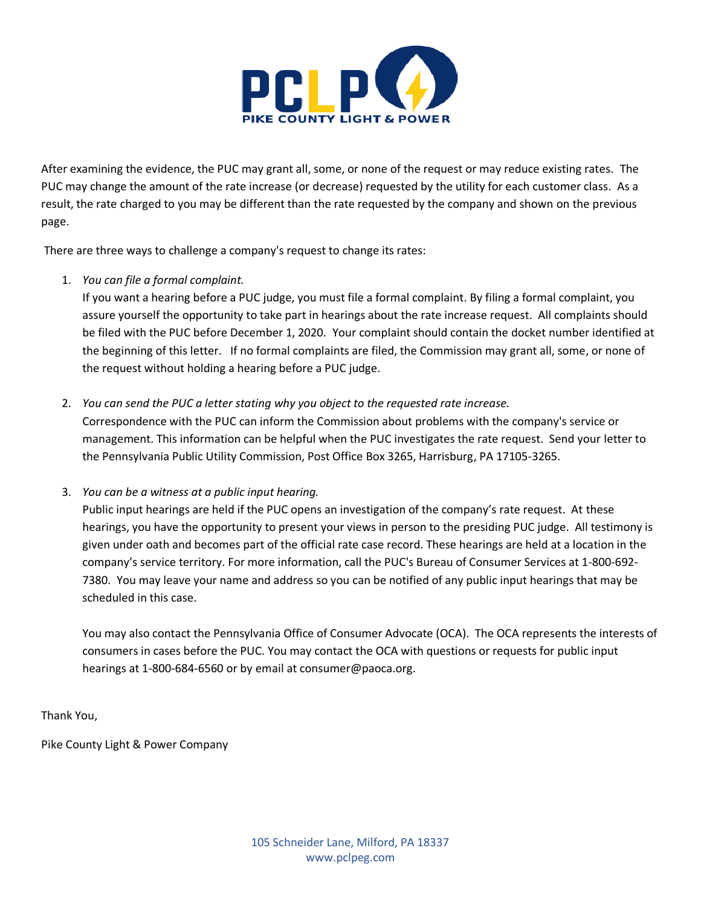After examining the evidence, the PUC may grant all, some, or none of the request or may reduce existing rates. The PUC may change the amount of the rate increase (or decrease) requested by the utility for each customer class. As a result, the rate charged to you may be different than the rate requested by the company and shown on the previous page.

There are three ways to challenge a company's request to change its rates:

1. *You can file a formal complaint.*
   If you want a hearing before a PUC judge, you must file a formal complaint. By filing a formal complaint, you assure yourself the opportunity to take part in hearings about the rate increase request. All complaints should be filed with the PUC before December 1, 2020. Your complaint should contain the docket number identified at the beginning of this letter. If no formal complaints are filed, the Commission may grant all, some, or none of the request without holding a hearing before a PUC judge.

2. *You can send the PUC a letter stating why you object to the requested rate increase.*
   Correspondence with the PUC can inform the Commission about problems with the company's service or management. This information can be helpful when the PUC investigates the rate request. Send your letter to the Pennsylvania Public Utility Commission, Post Office Box 3265, Harrisburg, PA 17105-3265.

3. *You can be a witness at a public input hearing.*
   Public input hearings are held if the PUC opens an investigation of the company's rate request. At these hearings, you have the opportunity to present your views in person to the presiding PUC judge. All testimony is given under oath and becomes part of the official rate case record. These hearings are held at a location in the company's service territory. For more information, call the PUC's Bureau of Consumer Services at 1-800-692-7380. You may leave your name and address so you can be notified of any public input hearings that may be scheduled in this case.

   You may also contact the Pennsylvania Office of Consumer Advocate (OCA). The OCA represents the interests of consumers in cases before the PUC. You may contact the OCA with questions or requests for public input hearings at 1-800-684-6560 or by email at consumer@paoca.org.

Thank You,

Pike County Light & Power Company

105 Schneider Lane, Milford, PA 18337
www.pclpeg.com